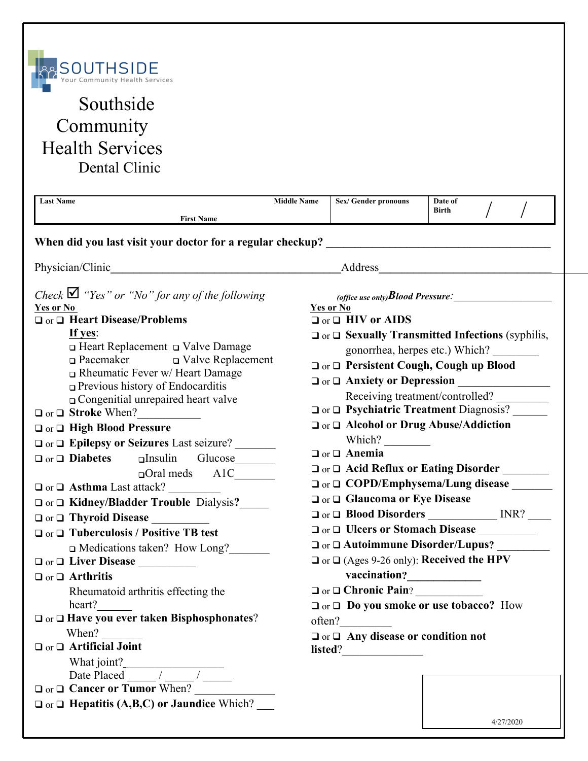SOUTHSIDE
Your Community Health Services

# Southside Community Health Services
## Dental Clinic

| Last Name | First Name | Middle Name | Sex/ Gender pronouns | Date of Birth / / |
|---|---|---|---|---|
| | | | | |

**When did you last visit your doctor for a regular checkup? ________________________________________**

Physician/Clinic________________________________________ Address________________________________

*Check ☑ "Yes" or "No" for any of the following*

<u>**Yes or No**</u>

❑ or ❑ **Heart Disease/Problems**

<u>If yes</u>:
- ❑ Heart Replacement ❑ Valve Damage
- ❑ Pacemaker ❑ Valve Replacement
- ❑ Rheumatic Fever w/ Heart Damage
- ❑ Previous history of Endocarditis
- ❑ Congenitial unrepaired heart valve

❑ or ❑ **Stroke** When?__________

❑ or ❑ **High Blood Pressure**

❑ or ❑ **Epilepsy or Seizures** Last seizure? _______

❑ or ❑ **Diabetes** ❑Insulin Glucose_______ ❑Oral meds A1C_______

❑ or ❑ **Asthma** Last attack? _________

❑ or ❑ **Kidney/Bladder Trouble** Dialysis**?**_____

❑ or ❑ **Thyroid Disease** __________

❑ or ❑ **Tuberculosis / Positive TB test**
- ❑ Medications taken? How Long?_______

❑ or ❑ **Liver Disease** __________

❑ or ❑ **Arthritis**

Rheumatoid arthritis effecting the heart?______

❑ or ❑ **Have you ever taken Bisphosphonates**?

When? _______

❑ or ❑ **Artificial Joint**

What joint?_________________

Date Placed _____ / _____ / _____

❑ or ❑ **Cancer or Tumor** When? ______________

❑ or ❑ **Hepatitis (A,B,C) or Jaundice** Which? ___

*(office use only)* ***Blood Pressure***:__________________

<u>**Yes or No**</u>

❑ or ❑ **HIV or AIDS**

❑ or ❑ **Sexually Transmitted Infections** (syphilis, gonorrhea, herpes etc.) Which? ________

❑ or ❑ **Persistent Cough, Cough up Blood**

❑ or ❑ **Anxiety or Depression** ________________

Receiving treatment/controlled? _________

❑ or ❑ **Psychiatric Treatment** Diagnosis? ______

❑ or ❑ **Alcohol or Drug Abuse/Addiction**

Which? ________

❑ or ❑ **Anemia**

❑ or ❑ **Acid Reflux or Eating Disorder** ________

❑ or ❑ **COPD/Emphysema/Lung disease** _______

❑ or ❑ **Glaucoma or Eye Disease**

❑ or ❑ **Blood Disorders** ___________ INR? ____

❑ or ❑ **Ulcers or Stomach Disease** __________

❑ or ❑ **Autoimmune Disorder/Lupus?** _________

❑ or ❑ (Ages 9-26 only): **Received the HPV vaccination?**_____________

❑ or ❑ **Chronic Pain**? ____________

❑ or ❑ **Do you smoke or use tobacco?** How often?_________

❑ or ❑ **Any disease or condition not listed**?______________

4/27/2020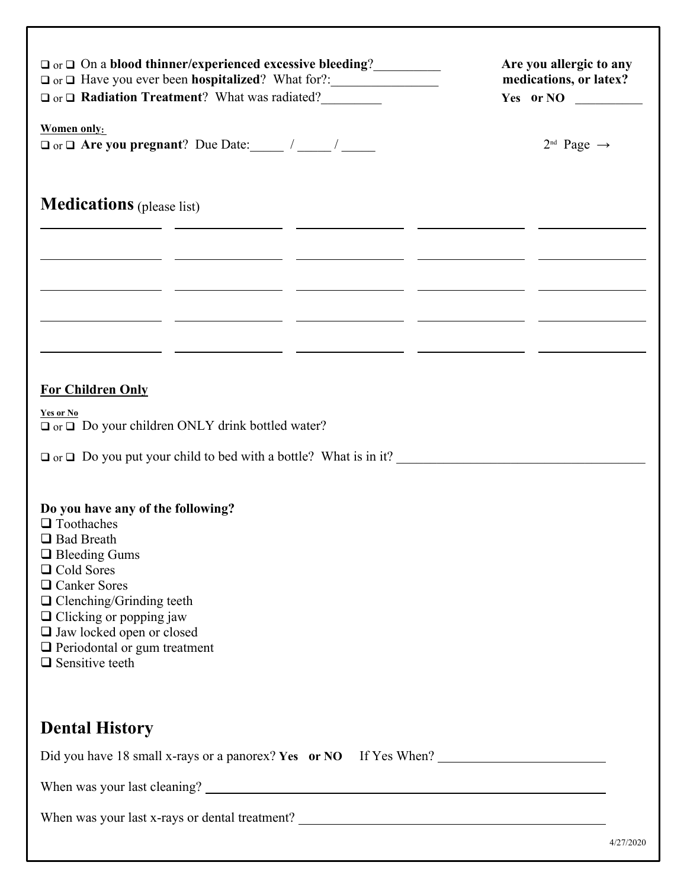❑ or ❑ On a **blood thinner/experienced excessive bleeding**?__________

❑ or ❑ Have you ever been **hospitalized**? What for?:________________

❑ or ❑ **Radiation Treatment**? What was radiated?_________

**Are you allergic to any medications, or latex?**

**Yes or NO** __________

**Women only:**

❑ or ❑ **Are you pregnant**? Due Date:_____ / _____ / _____

2nd Page →

## Medications (please list)

| | | | | |
|---|---|---|---|---|
| | | | | |
| | | | | |
| | | | | |
| | | | | |
| | | | | |

### For Children Only

**Yes or No**

❑ or ❑ Do your children ONLY drink bottled water?

❑ or ❑ Do you put your child to bed with a bottle? What is in it? ____________________________________

**Do you have any of the following?**

❑ Toothaches
❑ Bad Breath
❑ Bleeding Gums
❑ Cold Sores
❑ Canker Sores
❑ Clenching/Grinding teeth
❑ Clicking or popping jaw
❑ Jaw locked open or closed
❑ Periodontal or gum treatment
❑ Sensitive teeth

## Dental History

Did you have 18 small x-rays or a panorex? **Yes or NO** If Yes When? ________________________

When was your last cleaning? ____________________________________________________________

When was your last x-rays or dental treatment? ____________________________________________

4/27/2020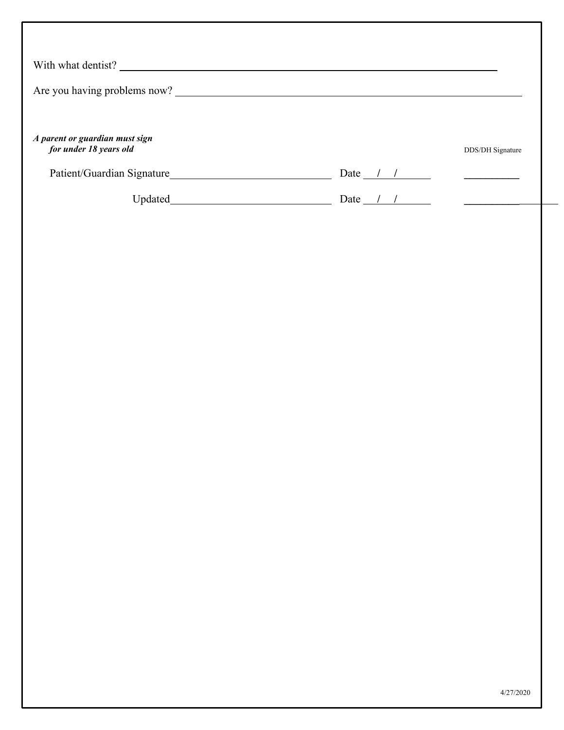With what dentist? ______________________________________________

Are you having problems now? ______________________________________________

***A parent or guardian must sign for under 18 years old***

DDS/DH Signature

Patient/Guardian Signature______________________________ Date ___/___/______ __________

Updated______________________________ Date ___/___/______ __________

4/27/2020